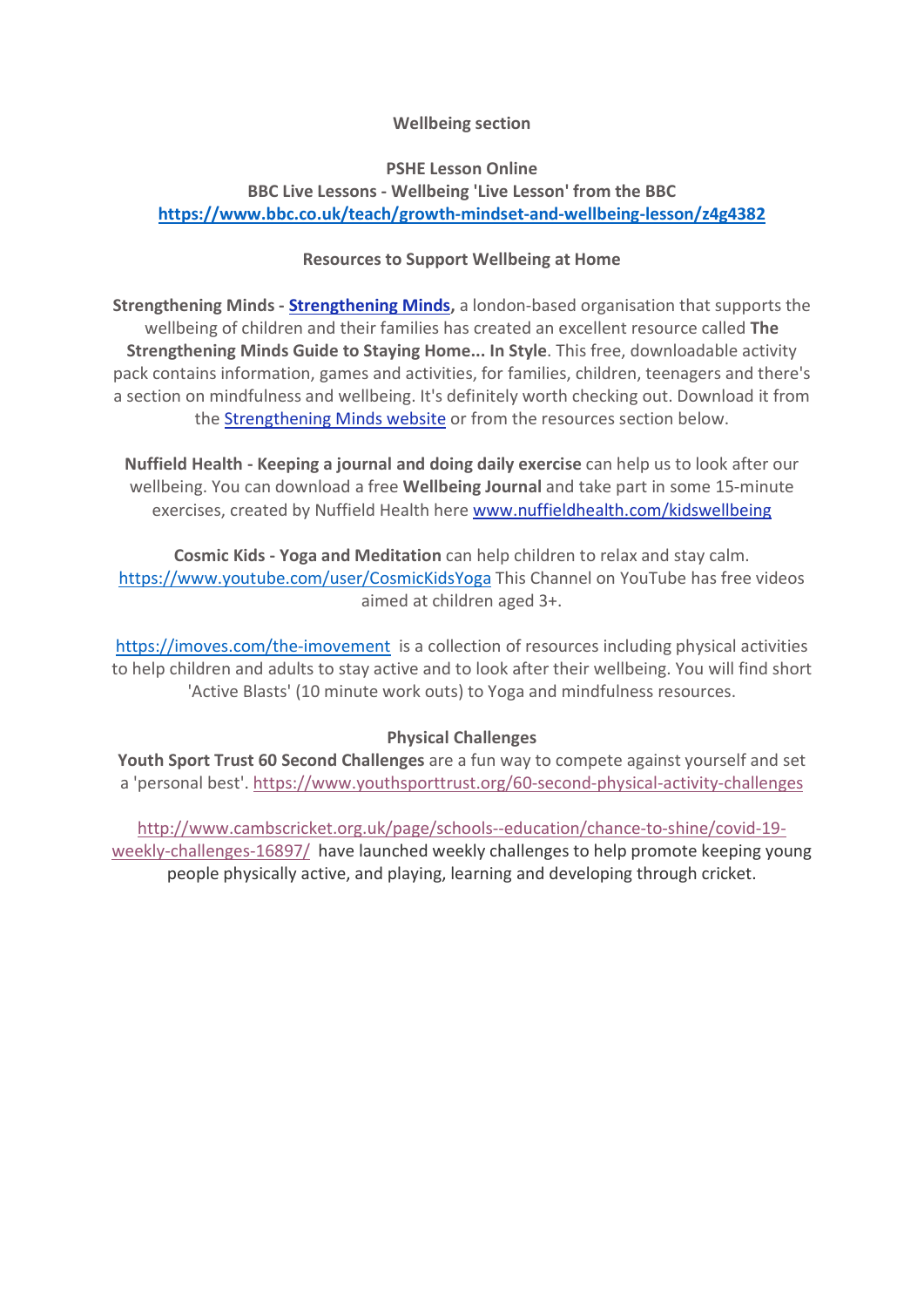## Wellbeing section

### PSHE Lesson Online

**BBC Live Lessons - Wellbeing 'Live Lesson' from the BBC**
**https://www.bbc.co.uk/teach/growth-mindset-and-wellbeing-lesson/z4g4382**

### Resources to Support Wellbeing at Home

**Strengthening Minds - Strengthening Minds,** a london-based organisation that supports the wellbeing of children and their families has created an excellent resource called **The Strengthening Minds Guide to Staying Home... In Style**. This free, downloadable activity pack contains information, games and activities, for families, children, teenagers and there's a section on mindfulness and wellbeing. It's definitely worth checking out. Download it from the Strengthening Minds website or from the resources section below.

**Nuffield Health - Keeping a journal and doing daily exercise** can help us to look after our wellbeing. You can download a free **Wellbeing Journal** and take part in some 15-minute exercises, created by Nuffield Health here www.nuffieldhealth.com/kidswellbeing

**Cosmic Kids - Yoga and Meditation** can help children to relax and stay calm. https://www.youtube.com/user/CosmicKidsYoga This Channel on YouTube has free videos aimed at children aged 3+.

https://imoves.com/the-imovement is a collection of resources including physical activities to help children and adults to stay active and to look after their wellbeing. You will find short 'Active Blasts' (10 minute work outs) to Yoga and mindfulness resources.

### Physical Challenges

**Youth Sport Trust 60 Second Challenges** are a fun way to compete against yourself and set a 'personal best'. https://www.youthsporttrust.org/60-second-physical-activity-challenges

http://www.cambscricket.org.uk/page/schools--education/chance-to-shine/covid-19-weekly-challenges-16897/ have launched weekly challenges to help promote keeping young people physically active, and playing, learning and developing through cricket.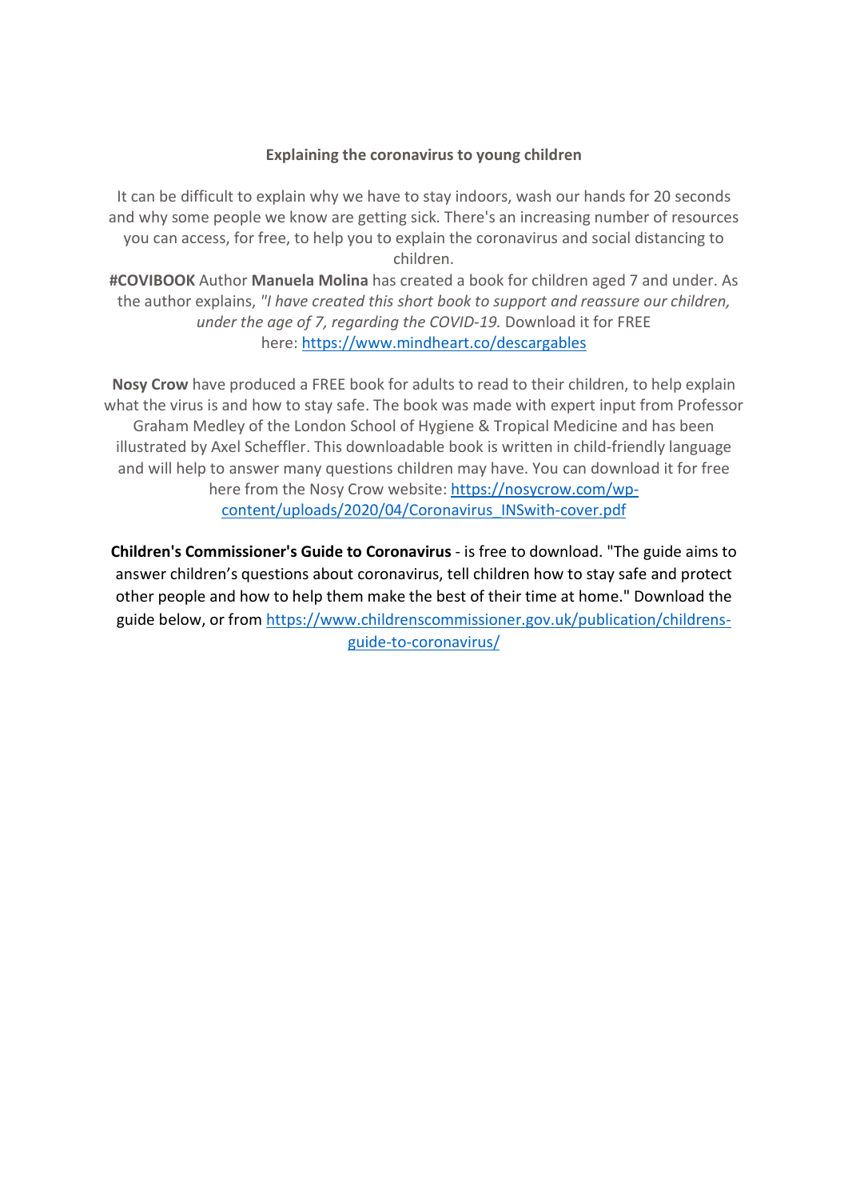**Explaining the coronavirus to young children**

It can be difficult to explain why we have to stay indoors, wash our hands for 20 seconds and why some people we know are getting sick. There's an increasing number of resources you can access, for free, to help you to explain the coronavirus and social distancing to children.

**#COVIBOOK** Author **Manuela Molina** has created a book for children aged 7 and under. As the author explains, *"I have created this short book to support and reassure our children, under the age of 7, regarding the COVID-19.* Download it for FREE here: [https://www.mindheart.co/descargables](https://www.mindheart.co/descargables)

**Nosy Crow** have produced a FREE book for adults to read to their children, to help explain what the virus is and how to stay safe. The book was made with expert input from Professor Graham Medley of the London School of Hygiene & Tropical Medicine and has been illustrated by Axel Scheffler. This downloadable book is written in child-friendly language and will help to answer many questions children may have. You can download it for free here from the Nosy Crow website: [https://nosycrow.com/wp-content/uploads/2020/04/Coronavirus_INSwith-cover.pdf](https://nosycrow.com/wp-content/uploads/2020/04/Coronavirus_INSwith-cover.pdf)

**Children's Commissioner's Guide to Coronavirus** - is free to download. "The guide aims to answer children's questions about coronavirus, tell children how to stay safe and protect other people and how to help them make the best of their time at home." Download the guide below, or from [https://www.childrenscommissioner.gov.uk/publication/childrens-guide-to-coronavirus/](https://www.childrenscommissioner.gov.uk/publication/childrens-guide-to-coronavirus/)